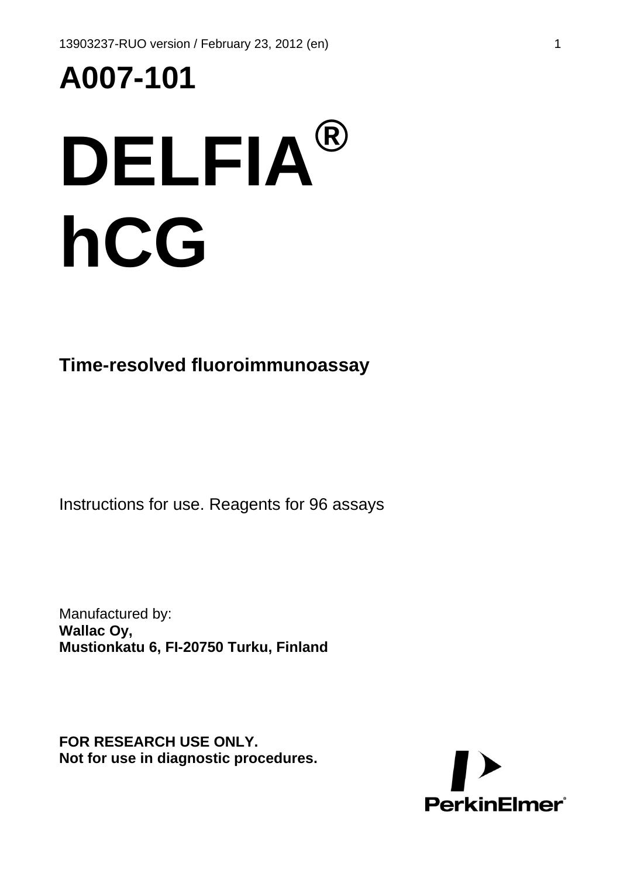13903237-RUO version / February 23, 2012 (en)

# A007-101

# DELFIA®

# hCG

**Time-resolved fluoroimmunoassay**

Instructions for use. Reagents for 96 assays

Manufactured by:
**Wallac Oy,**
**Mustionkatu 6, FI-20750 Turku, Finland**

**FOR RESEARCH USE ONLY.**
**Not for use in diagnostic procedures.**

PerkinElmer®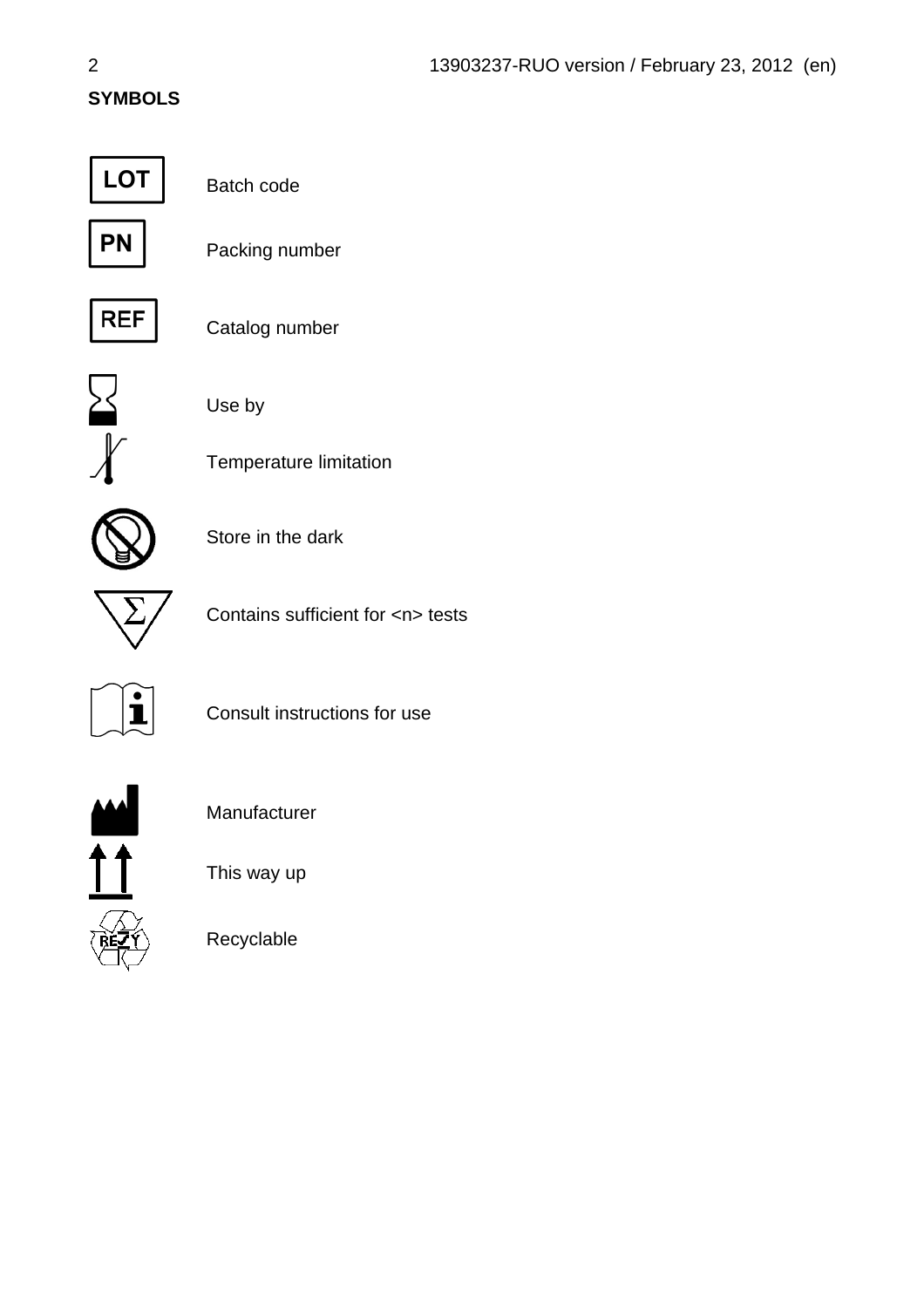**SYMBOLS**

| Symbol | Meaning |
| --- | --- |
| LOT | Batch code |
| PN | Packing number |
| REF | Catalog number |
| | Use by |
| | Temperature limitation |
| | Store in the dark |
| Σ | Contains sufficient for <n> tests |
| | Consult instructions for use |
| | Manufacturer |
| | This way up |
| | Recyclable |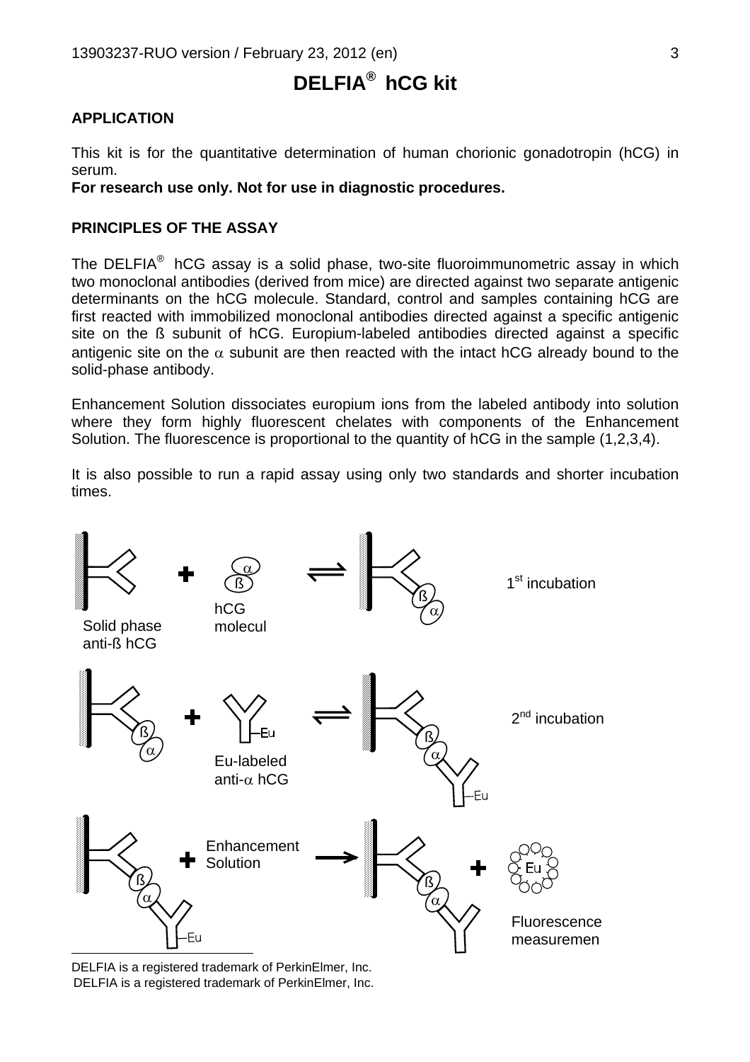# DELFIA® hCG kit

## APPLICATION

This kit is for the quantitative determination of human chorionic gonadotropin (hCG) in serum.

**For research use only. Not for use in diagnostic procedures.**

## PRINCIPLES OF THE ASSAY

The DELFIA® hCG assay is a solid phase, two-site fluoroimmunometric assay in which two monoclonal antibodies (derived from mice) are directed against two separate antigenic determinants on the hCG molecule. Standard, control and samples containing hCG are first reacted with immobilized monoclonal antibodies directed against a specific antigenic site on the ß subunit of hCG. Europium-labeled antibodies directed against a specific antigenic site on the α subunit are then reacted with the intact hCG already bound to the solid-phase antibody.

Enhancement Solution dissociates europium ions from the labeled antibody into solution where they form highly fluorescent chelates with components of the Enhancement Solution. The fluorescence is proportional to the quantity of hCG in the sample (1,2,3,4).

It is also possible to run a rapid assay using only two standards and shorter incubation times.

Solid phase anti-ß hCG + hCG molecul ⇌ 1st incubation

\+ Eu-labeled anti-α hCG ⇌ 2nd incubation

\+ Enhancement Solution → + Fluorescence measuremen

DELFIA is a registered trademark of PerkinElmer, Inc.
DELFIA is a registered trademark of PerkinElmer, Inc.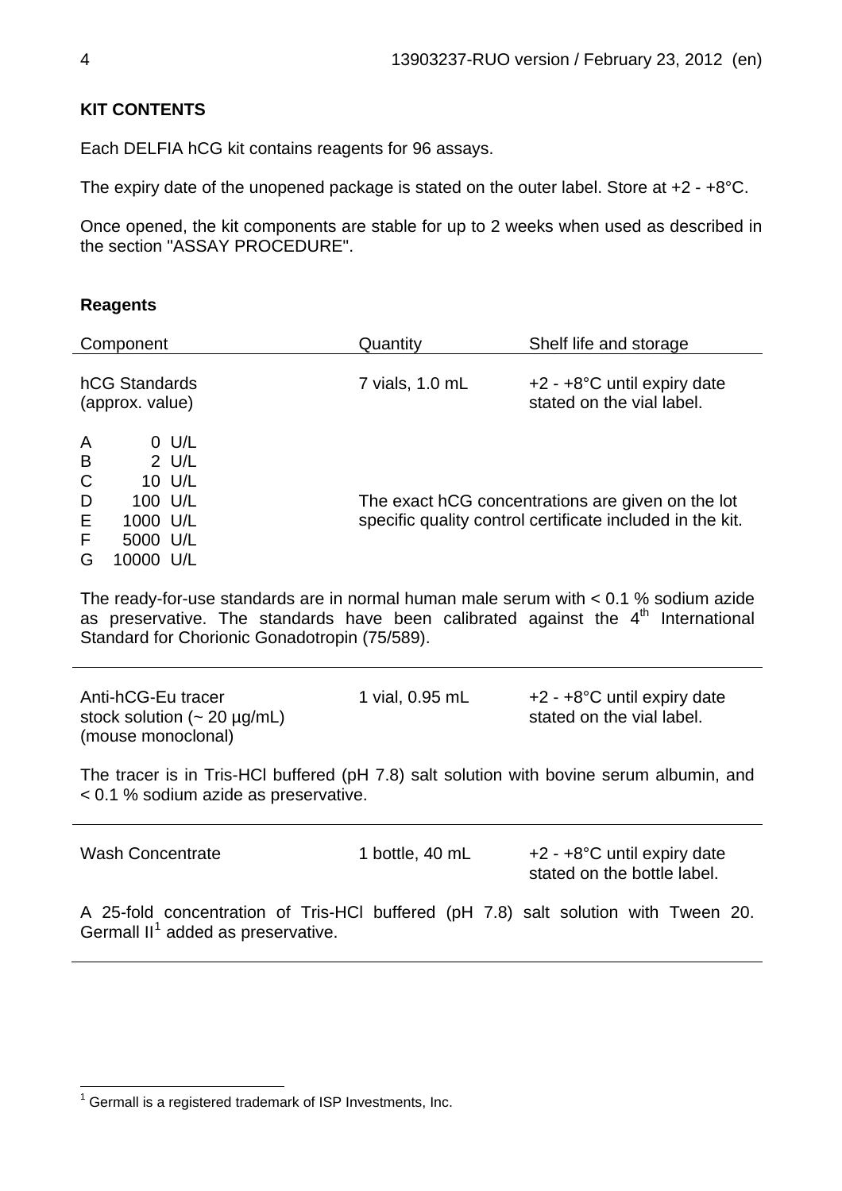## KIT CONTENTS

Each DELFIA hCG kit contains reagents for 96 assays.

The expiry date of the unopened package is stated on the outer label. Store at +2 - +8°C.

Once opened, the kit components are stable for up to 2 weeks when used as described in the section "ASSAY PROCEDURE".

### Reagents

| Component | Quantity | Shelf life and storage |
| --- | --- | --- |
| hCG Standards (approx. value) | 7 vials, 1.0 mL | +2 - +8°C until expiry date stated on the vial label. |
| A 0 U/L<br>B 2 U/L<br>C 10 U/L<br>D 100 U/L<br>E 1000 U/L<br>F 5000 U/L<br>G 10000 U/L | The exact hCG concentrations are given on the lot specific quality control certificate included in the kit. | |

The ready-for-use standards are in normal human male serum with < 0.1 % sodium azide as preservative. The standards have been calibrated against the 4th International Standard for Chorionic Gonadotropin (75/589).

| Component | Quantity | Shelf life and storage |
| --- | --- | --- |
| Anti-hCG-Eu tracer stock solution (~ 20 µg/mL) (mouse monoclonal) | 1 vial, 0.95 mL | +2 - +8°C until expiry date stated on the vial label. |

The tracer is in Tris-HCl buffered (pH 7.8) salt solution with bovine serum albumin, and < 0.1 % sodium azide as preservative.

| Component | Quantity | Shelf life and storage |
| --- | --- | --- |
| Wash Concentrate | 1 bottle, 40 mL | +2 - +8°C until expiry date stated on the bottle label. |

A 25-fold concentration of Tris-HCl buffered (pH 7.8) salt solution with Tween 20. Germall II[1] added as preservative.

[1] Germall is a registered trademark of ISP Investments, Inc.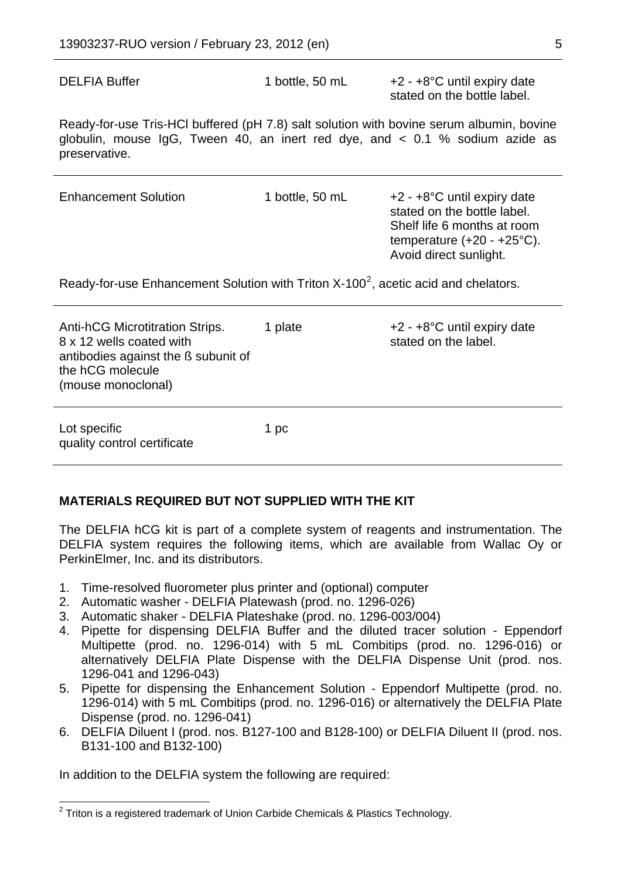| | | |
|---|---|---|
| DELFIA Buffer | 1 bottle, 50 mL | +2 - +8°C until expiry date stated on the bottle label. |

Ready-for-use Tris-HCl buffered (pH 7.8) salt solution with bovine serum albumin, bovine globulin, mouse IgG, Tween 40, an inert red dye, and < 0.1 % sodium azide as preservative.

| | | |
|---|---|---|
| Enhancement Solution | 1 bottle, 50 mL | +2 - +8°C until expiry date stated on the bottle label. Shelf life 6 months at room temperature (+20 - +25°C). Avoid direct sunlight. |

Ready-for-use Enhancement Solution with Triton X-100[2], acetic acid and chelators.

| | | |
|---|---|---|
| Anti-hCG Microtitration Strips. 8 x 12 wells coated with antibodies against the ß subunit of the hCG molecule (mouse monoclonal) | 1 plate | +2 - +8°C until expiry date stated on the label. |
| Lot specific quality control certificate | 1 pc | |

**MATERIALS REQUIRED BUT NOT SUPPLIED WITH THE KIT**

The DELFIA hCG kit is part of a complete system of reagents and instrumentation. The DELFIA system requires the following items, which are available from Wallac Oy or PerkinElmer, Inc. and its distributors.

1. Time-resolved fluorometer plus printer and (optional) computer
2. Automatic washer - DELFIA Platewash (prod. no. 1296-026)
3. Automatic shaker - DELFIA Plateshake (prod. no. 1296-003/004)
4. Pipette for dispensing DELFIA Buffer and the diluted tracer solution - Eppendorf Multipette (prod. no. 1296-014) with 5 mL Combitips (prod. no. 1296-016) or alternatively DELFIA Plate Dispense with the DELFIA Dispense Unit (prod. nos. 1296-041 and 1296-043)
5. Pipette for dispensing the Enhancement Solution - Eppendorf Multipette (prod. no. 1296-014) with 5 mL Combitips (prod. no. 1296-016) or alternatively the DELFIA Plate Dispense (prod. no. 1296-041)
6. DELFIA Diluent I (prod. nos. B127-100 and B128-100) or DELFIA Diluent II (prod. nos. B131-100 and B132-100)

In addition to the DELFIA system the following are required:

[2] Triton is a registered trademark of Union Carbide Chemicals & Plastics Technology.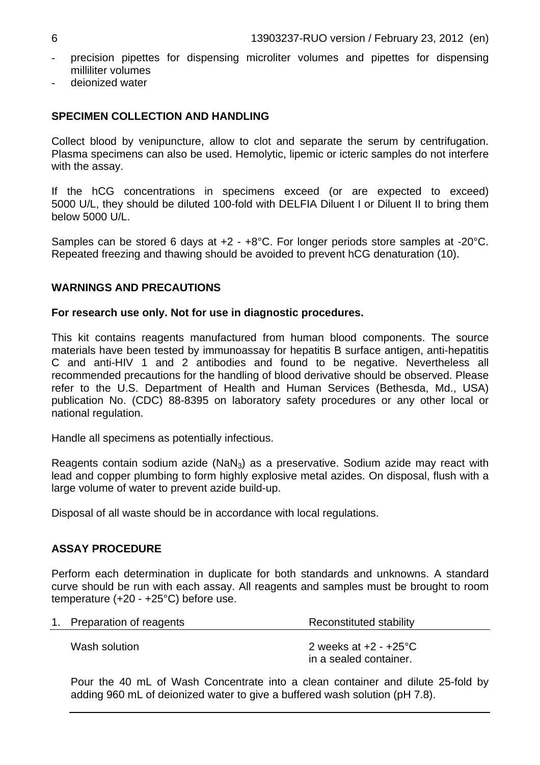- precision pipettes for dispensing microliter volumes and pipettes for dispensing milliliter volumes
- deionized water

## SPECIMEN COLLECTION AND HANDLING

Collect blood by venipuncture, allow to clot and separate the serum by centrifugation. Plasma specimens can also be used. Hemolytic, lipemic or icteric samples do not interfere with the assay.

If the hCG concentrations in specimens exceed (or are expected to exceed) 5000 U/L, they should be diluted 100-fold with DELFIA Diluent I or Diluent II to bring them below 5000 U/L.

Samples can be stored 6 days at +2 - +8°C. For longer periods store samples at -20°C. Repeated freezing and thawing should be avoided to prevent hCG denaturation (10).

## WARNINGS AND PRECAUTIONS

**For research use only. Not for use in diagnostic procedures.**

This kit contains reagents manufactured from human blood components. The source materials have been tested by immunoassay for hepatitis B surface antigen, anti-hepatitis C and anti-HIV 1 and 2 antibodies and found to be negative. Nevertheless all recommended precautions for the handling of blood derivative should be observed. Please refer to the U.S. Department of Health and Human Services (Bethesda, Md., USA) publication No. (CDC) 88-8395 on laboratory safety procedures or any other local or national regulation.

Handle all specimens as potentially infectious.

Reagents contain sodium azide ($NaN_3$) as a preservative. Sodium azide may react with lead and copper plumbing to form highly explosive metal azides. On disposal, flush with a large volume of water to prevent azide build-up.

Disposal of all waste should be in accordance with local regulations.

## ASSAY PROCEDURE

Perform each determination in duplicate for both standards and unknowns. A standard curve should be run with each assay. All reagents and samples must be brought to room temperature (+20 - +25°C) before use.

| 1. Preparation of reagents | Reconstituted stability |
|---|---|
| Wash solution | 2 weeks at +2 - +25°C in a sealed container. |

Pour the 40 mL of Wash Concentrate into a clean container and dilute 25-fold by adding 960 mL of deionized water to give a buffered wash solution (pH 7.8).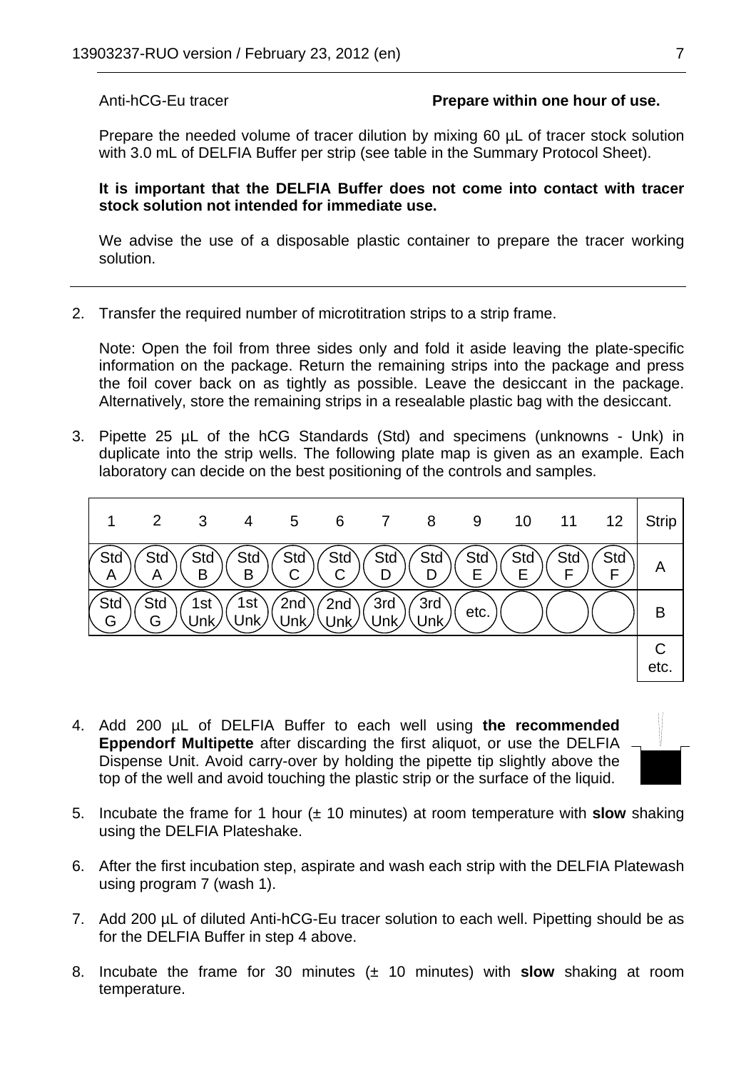Anti-hCG-Eu tracer **Prepare within one hour of use.**

Prepare the needed volume of tracer dilution by mixing 60 µL of tracer stock solution with 3.0 mL of DELFIA Buffer per strip (see table in the Summary Protocol Sheet).

**It is important that the DELFIA Buffer does not come into contact with tracer stock solution not intended for immediate use.**

We advise the use of a disposable plastic container to prepare the tracer working solution.

---

2. Transfer the required number of microtitration strips to a strip frame.

   Note: Open the foil from three sides only and fold it aside leaving the plate-specific information on the package. Return the remaining strips into the package and press the foil cover back on as tightly as possible. Leave the desiccant in the package. Alternatively, store the remaining strips in a resealable plastic bag with the desiccant.

3. Pipette 25 µL of the hCG Standards (Std) and specimens (unknowns - Unk) in duplicate into the strip wells. The following plate map is given as an example. Each laboratory can decide on the best positioning of the controls and samples.

| 1 | 2 | 3 | 4 | 5 | 6 | 7 | 8 | 9 | 10 | 11 | 12 | Strip |
|---|---|---|---|---|---|---|---|---|---|---|---|---|
| Std A | Std A | Std B | Std B | Std C | Std C | Std D | Std D | Std E | Std E | Std F | Std F | A |
| Std G | Std G | 1st Unk | 1st Unk | 2nd Unk | 2nd Unk | 3rd Unk | 3rd Unk | etc. | | | | B |
| | | | | | | | | | | | | C etc. |

4. Add 200 µL of DELFIA Buffer to each well using **the recommended Eppendorf Multipette** after discarding the first aliquot, or use the DELFIA Dispense Unit. Avoid carry-over by holding the pipette tip slightly above the top of the well and avoid touching the plastic strip or the surface of the liquid.

5. Incubate the frame for 1 hour (± 10 minutes) at room temperature with **slow** shaking using the DELFIA Plateshake.

6. After the first incubation step, aspirate and wash each strip with the DELFIA Platewash using program 7 (wash 1).

7. Add 200 µL of diluted Anti-hCG-Eu tracer solution to each well. Pipetting should be as for the DELFIA Buffer in step 4 above.

8. Incubate the frame for 30 minutes (± 10 minutes) with **slow** shaking at room temperature.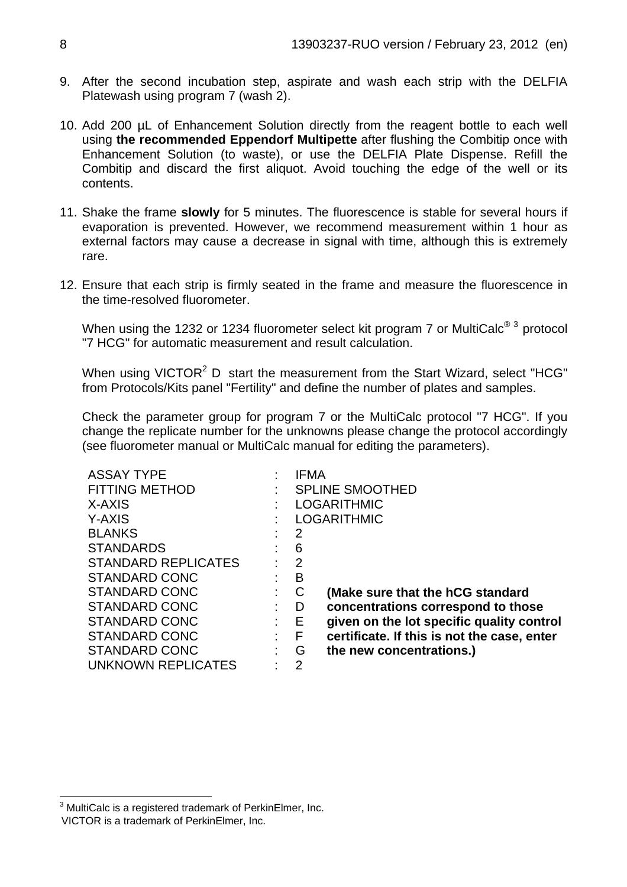9. After the second incubation step, aspirate and wash each strip with the DELFIA Platewash using program 7 (wash 2).

10. Add 200 µL of Enhancement Solution directly from the reagent bottle to each well using **the recommended Eppendorf Multipette** after flushing the Combitip once with Enhancement Solution (to waste), or use the DELFIA Plate Dispense. Refill the Combitip and discard the first aliquot. Avoid touching the edge of the well or its contents.

11. Shake the frame **slowly** for 5 minutes. The fluorescence is stable for several hours if evaporation is prevented. However, we recommend measurement within 1 hour as external factors may cause a decrease in signal with time, although this is extremely rare.

12. Ensure that each strip is firmly seated in the frame and measure the fluorescence in the time-resolved fluorometer.

    When using the 1232 or 1234 fluorometer select kit program 7 or MultiCalc®[3] protocol "7 HCG" for automatic measurement and result calculation.

    When using VICTOR$^2$ D start the measurement from the Start Wizard, select "HCG" from Protocols/Kits panel "Fertility" and define the number of plates and samples.

    Check the parameter group for program 7 or the MultiCalc protocol "7 HCG". If you change the replicate number for the unknowns please change the protocol accordingly (see fluorometer manual or MultiCalc manual for editing the parameters).

| | | | |
|---|---|---|---|
| ASSAY TYPE | : | IFMA | |
| FITTING METHOD | : | SPLINE SMOOTHED | |
| X-AXIS | : | LOGARITHMIC | |
| Y-AXIS | : | LOGARITHMIC | |
| BLANKS | : | 2 | |
| STANDARDS | : | 6 | |
| STANDARD REPLICATES | : | 2 | |
| STANDARD CONC | : | B | |
| STANDARD CONC | : | C | **(Make sure that the hCG standard** |
| STANDARD CONC | : | D | **concentrations correspond to those** |
| STANDARD CONC | : | E | **given on the lot specific quality control** |
| STANDARD CONC | : | F | **certificate. If this is not the case, enter** |
| STANDARD CONC | : | G | **the new concentrations.)** |
| UNKNOWN REPLICATES | : | 2 | |

[3] MultiCalc is a registered trademark of PerkinElmer, Inc.
VICTOR is a trademark of PerkinElmer, Inc.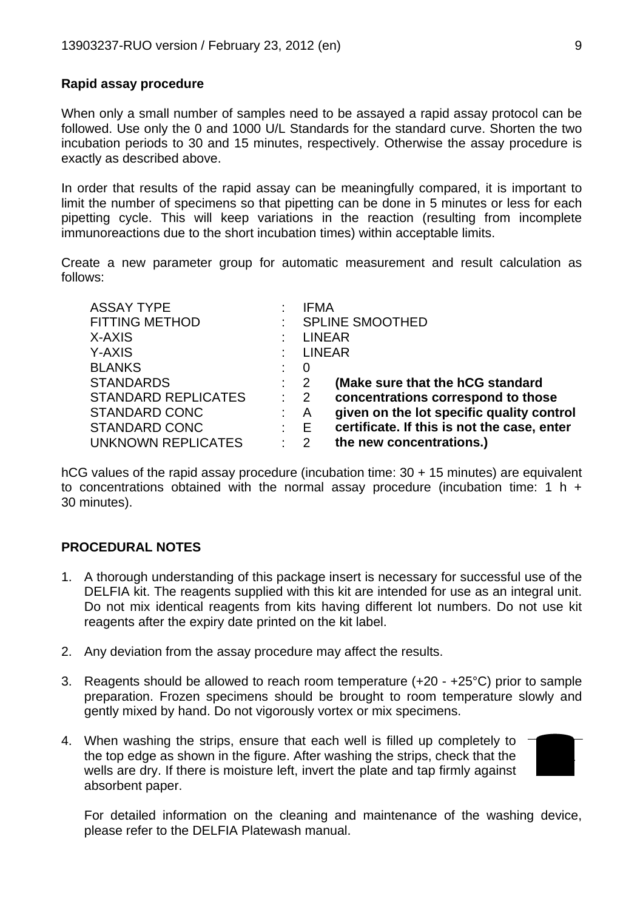**Rapid assay procedure**

When only a small number of samples need to be assayed a rapid assay protocol can be followed. Use only the 0 and 1000 U/L Standards for the standard curve. Shorten the two incubation periods to 30 and 15 minutes, respectively. Otherwise the assay procedure is exactly as described above.

In order that results of the rapid assay can be meaningfully compared, it is important to limit the number of specimens so that pipetting can be done in 5 minutes or less for each pipetting cycle. This will keep variations in the reaction (resulting from incomplete immunoreactions due to the short incubation times) within acceptable limits.

Create a new parameter group for automatic measurement and result calculation as follows:

| | | | |
|---|---|---|---|
| ASSAY TYPE | : | IFMA | |
| FITTING METHOD | : | SPLINE SMOOTHED | |
| X-AXIS | : | LINEAR | |
| Y-AXIS | : | LINEAR | |
| BLANKS | : | 0 | |
| STANDARDS | : | 2 | **(Make sure that the hCG standard** |
| STANDARD REPLICATES | : | 2 | **concentrations correspond to those** |
| STANDARD CONC | : | A | **given on the lot specific quality control** |
| STANDARD CONC | : | E | **certificate. If this is not the case, enter** |
| UNKNOWN REPLICATES | : | 2 | **the new concentrations.)** |

hCG values of the rapid assay procedure (incubation time: 30 + 15 minutes) are equivalent to concentrations obtained with the normal assay procedure (incubation time: 1 h + 30 minutes).

**PROCEDURAL NOTES**

1. A thorough understanding of this package insert is necessary for successful use of the DELFIA kit. The reagents supplied with this kit are intended for use as an integral unit. Do not mix identical reagents from kits having different lot numbers. Do not use kit reagents after the expiry date printed on the kit label.

2. Any deviation from the assay procedure may affect the results.

3. Reagents should be allowed to reach room temperature (+20 - +25°C) prior to sample preparation. Frozen specimens should be brought to room temperature slowly and gently mixed by hand. Do not vigorously vortex or mix specimens.

4. When washing the strips, ensure that each well is filled up completely to the top edge as shown in the figure. After washing the strips, check that the wells are dry. If there is moisture left, invert the plate and tap firmly against absorbent paper.

   For detailed information on the cleaning and maintenance of the washing device, please refer to the DELFIA Platewash manual.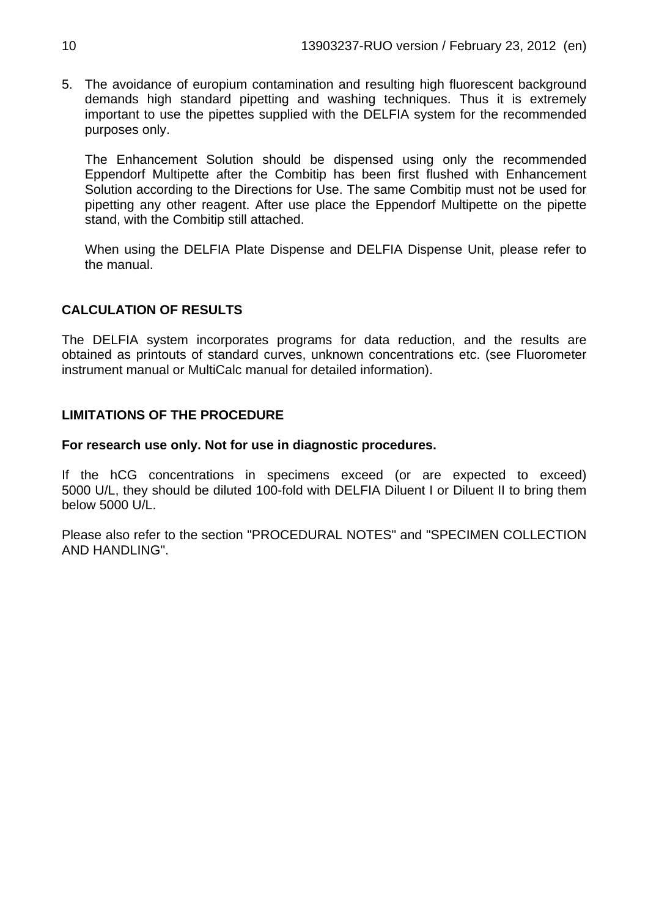5. The avoidance of europium contamination and resulting high fluorescent background demands high standard pipetting and washing techniques. Thus it is extremely important to use the pipettes supplied with the DELFIA system for the recommended purposes only.

   The Enhancement Solution should be dispensed using only the recommended Eppendorf Multipette after the Combitip has been first flushed with Enhancement Solution according to the Directions for Use. The same Combitip must not be used for pipetting any other reagent. After use place the Eppendorf Multipette on the pipette stand, with the Combitip still attached.

   When using the DELFIA Plate Dispense and DELFIA Dispense Unit, please refer to the manual.

## CALCULATION OF RESULTS

The DELFIA system incorporates programs for data reduction, and the results are obtained as printouts of standard curves, unknown concentrations etc. (see Fluorometer instrument manual or MultiCalc manual for detailed information).

## LIMITATIONS OF THE PROCEDURE

**For research use only. Not for use in diagnostic procedures.**

If the hCG concentrations in specimens exceed (or are expected to exceed) 5000 U/L, they should be diluted 100-fold with DELFIA Diluent I or Diluent II to bring them below 5000 U/L.

Please also refer to the section "PROCEDURAL NOTES" and "SPECIMEN COLLECTION AND HANDLING".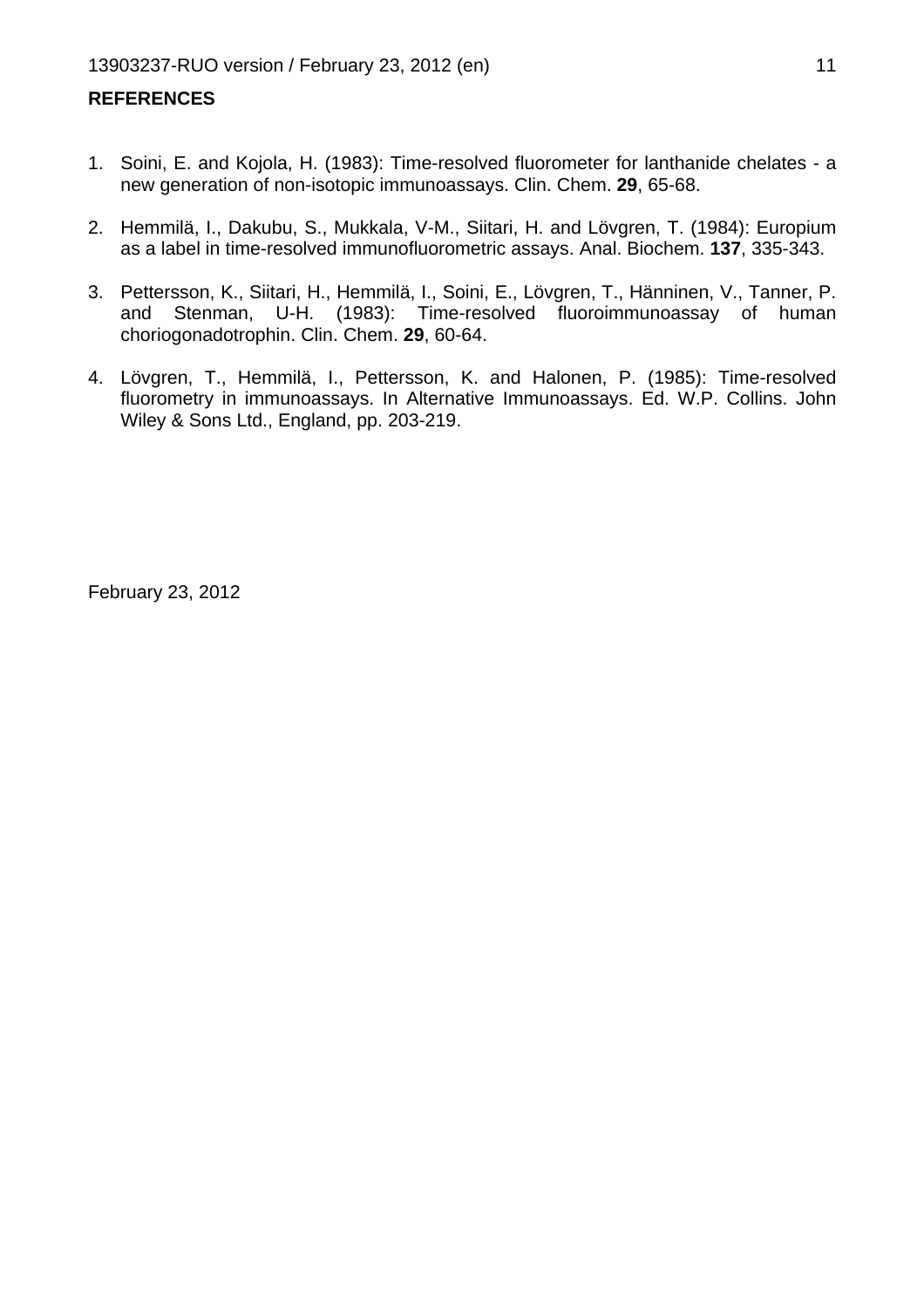## REFERENCES

1. Soini, E. and Kojola, H. (1983): Time-resolved fluorometer for lanthanide chelates - a new generation of non-isotopic immunoassays. Clin. Chem. **29**, 65-68.

2. Hemmilä, I., Dakubu, S., Mukkala, V-M., Siitari, H. and Lövgren, T. (1984): Europium as a label in time-resolved immunofluorometric assays. Anal. Biochem. **137**, 335-343.

3. Pettersson, K., Siitari, H., Hemmilä, I., Soini, E., Lövgren, T., Hänninen, V., Tanner, P. and Stenman, U-H. (1983): Time-resolved fluoroimmunoassay of human choriogonadotrophin. Clin. Chem. **29**, 60-64.

4. Lövgren, T., Hemmilä, I., Pettersson, K. and Halonen, P. (1985): Time-resolved fluorometry in immunoassays. In Alternative Immunoassays. Ed. W.P. Collins. John Wiley & Sons Ltd., England, pp. 203-219.

February 23, 2012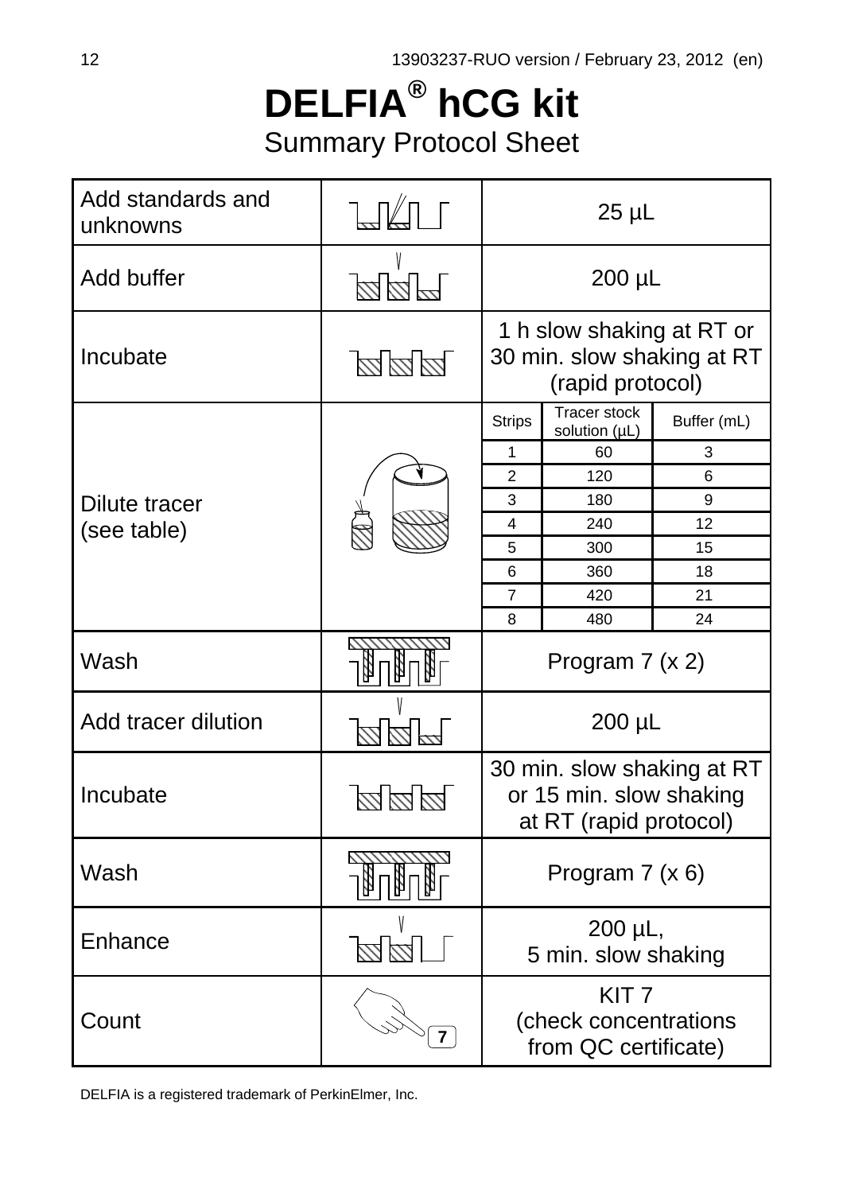# DELFIA® hCG kit

Summary Protocol Sheet

| | | |
|---|---|---|
| Add standards and unknowns | | 25 µL |
| Add buffer | | 200 µL |
| Incubate | | 1 h slow shaking at RT or 30 min. slow shaking at RT (rapid protocol) |
| Dilute tracer (see table) | | see table below |
| Wash | | Program 7 (x 2) |
| Add tracer dilution | | 200 µL |
| Incubate | | 30 min. slow shaking at RT or 15 min. slow shaking at RT (rapid protocol) |
| Wash | | Program 7 (x 6) |
| Enhance | | 200 µL, 5 min. slow shaking |
| Count | 7 | KIT 7 (check concentrations from QC certificate) |

| Strips | Tracer stock solution (µL) | Buffer (mL) |
|---|---|---|
| 1 | 60 | 3 |
| 2 | 120 | 6 |
| 3 | 180 | 9 |
| 4 | 240 | 12 |
| 5 | 300 | 15 |
| 6 | 360 | 18 |
| 7 | 420 | 21 |
| 8 | 480 | 24 |

DELFIA is a registered trademark of PerkinElmer, Inc.